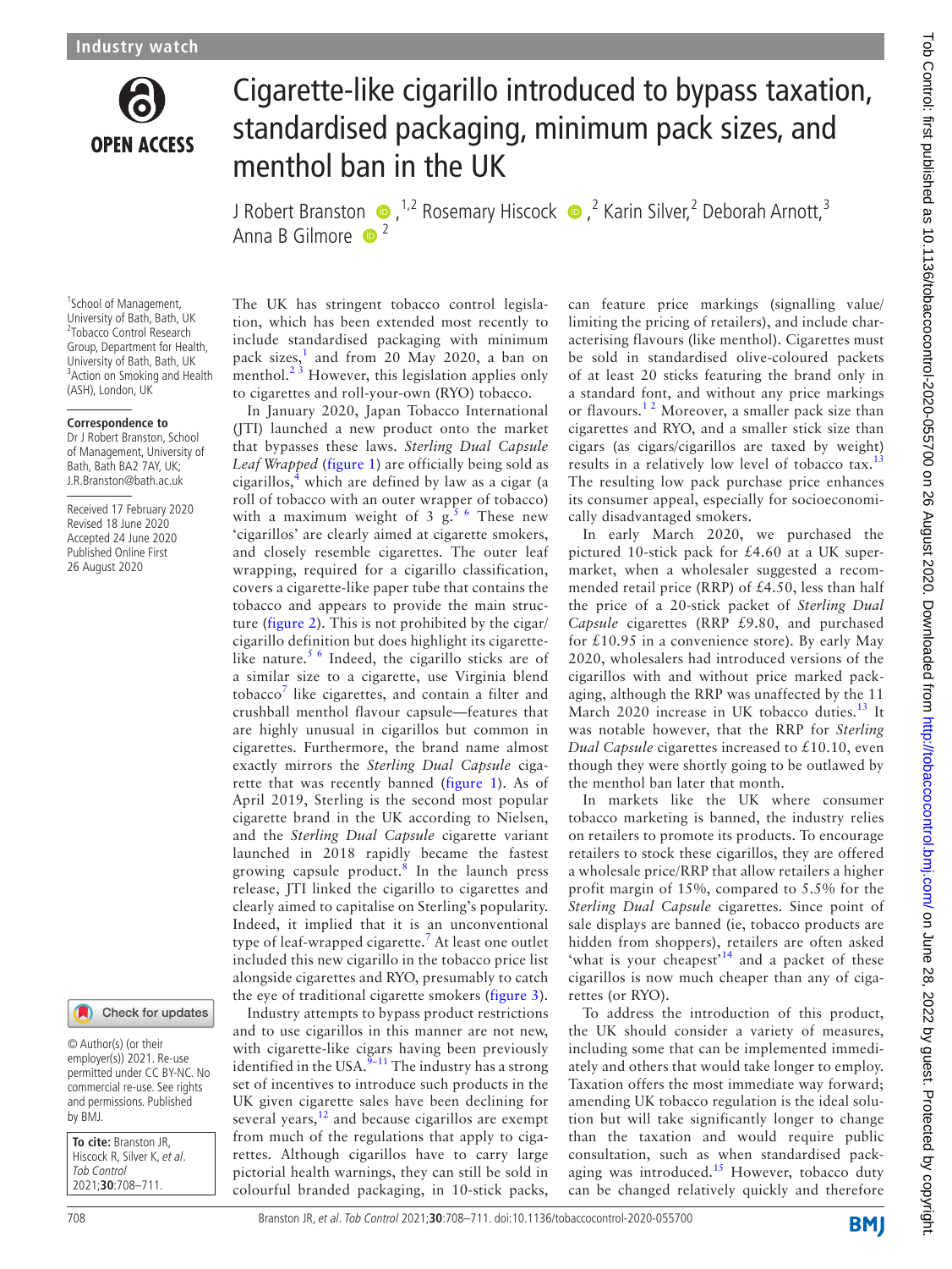Industry watch

# Cigarette-like cigarillo introduced to bypass taxation, standardised packaging, minimum pack sizes, and menthol ban in the UK

J Robert Branston[1,2], Rosemary Hiscock[2], Karin Silver[2], Deborah Arnott[3], Anna B Gilmore[2]

[1]School of Management, University of Bath, Bath, UK
[2]Tobacco Control Research Group, Department for Health, University of Bath, Bath, UK
[3]Action on Smoking and Health (ASH), London, UK

**Correspondence to**
Dr J Robert Branston, School of Management, University of Bath, Bath BA2 7AY, UK; J.R.Branston@bath.ac.uk

Received 17 February 2020
Revised 18 June 2020
Accepted 24 June 2020
Published Online First 26 August 2020

© Author(s) (or their employer(s)) 2021. Re-use permitted under CC BY-NC. No commercial re-use. See rights and permissions. Published by BMJ.

**To cite:** Branston JR, Hiscock R, Silver K, *et al*. *Tob Control* 2021;**30**:708–711.

The UK has stringent tobacco control legislation, which has been extended most recently to include standardised packaging with minimum pack sizes,[1] and from 20 May 2020, a ban on menthol.[2 3] However, this legislation applies only to cigarettes and roll-your-own (RYO) tobacco.

In January 2020, Japan Tobacco International (JTI) launched a new product onto the market that bypasses these laws. *Sterling Dual Capsule Leaf Wrapped* (figure 1) are officially being sold as cigarillos,[4] which are defined by law as a cigar (a roll of tobacco with an outer wrapper of tobacco) with a maximum weight of 3 g.[5 6] These new 'cigarillos' are clearly aimed at cigarette smokers, and closely resemble cigarettes. The outer leaf wrapping, required for a cigarillo classification, covers a cigarette-like paper tube that contains the tobacco and appears to provide the main structure (figure 2). This is not prohibited by the cigar/cigarillo definition but does highlight its cigarette-like nature.[5 6] Indeed, the cigarillo sticks are of a similar size to a cigarette, use Virginia blend tobacco[7] like cigarettes, and contain a filter and crushball menthol flavour capsule—features that are highly unusual in cigarillos but common in cigarettes. Furthermore, the brand name almost exactly mirrors the *Sterling Dual Capsule* cigarette that was recently banned (figure 1). As of April 2019, Sterling is the second most popular cigarette brand in the UK according to Nielsen, and the *Sterling Dual Capsule* cigarette variant launched in 2018 rapidly became the fastest growing capsule product.[8] In the launch press release, JTI linked the cigarillo to cigarettes and clearly aimed to capitalise on Sterling's popularity. Indeed, it implied that it is an unconventional type of leaf-wrapped cigarette.[7] At least one outlet included this new cigarillo in the tobacco price list alongside cigarettes and RYO, presumably to catch the eye of traditional cigarette smokers (figure 3).

Industry attempts to bypass product restrictions and to use cigarillos in this manner are not new, with cigarette-like cigars having been previously identified in the USA.[9–11] The industry has a strong set of incentives to introduce such products in the UK given cigarette sales have been declining for several years,[12] and because cigarillos are exempt from much of the regulations that apply to cigarettes. Although cigarillos have to carry large pictorial health warnings, they can still be sold in colourful branded packaging, in 10-stick packs, can feature price markings (signalling value/limiting the pricing of retailers), and include characterising flavours (like menthol). Cigarettes must be sold in standardised olive-coloured packets of at least 20 sticks featuring the brand only in a standard font, and without any price markings or flavours.[1 2] Moreover, a smaller pack size than cigarettes and RYO, and a smaller stick size than cigars (as cigars/cigarillos are taxed by weight) results in a relatively low level of tobacco tax.[13] The resulting low pack purchase price enhances its consumer appeal, especially for socioeconomically disadvantaged smokers.

In early March 2020, we purchased the pictured 10-stick pack for £4.60 at a UK supermarket, when a wholesaler suggested a recommended retail price (RRP) of £4.50, less than half the price of a 20-stick packet of *Sterling Dual Capsule* cigarettes (RRP £9.80, and purchased for £10.95 in a convenience store). By early May 2020, wholesalers had introduced versions of the cigarillos with and without price marked packaging, although the RRP was unaffected by the 11 March 2020 increase in UK tobacco duties.[13] It was notable however, that the RRP for *Sterling Dual Capsule* cigarettes increased to £10.10, even though they were shortly going to be outlawed by the menthol ban later that month.

In markets like the UK where consumer tobacco marketing is banned, the industry relies on retailers to promote its products. To encourage retailers to stock these cigarillos, they are offered a wholesale price/RRP that allow retailers a higher profit margin of 15%, compared to 5.5% for the *Sterling Dual Capsule* cigarettes. Since point of sale displays are banned (ie, tobacco products are hidden from shoppers), retailers are often asked 'what is your cheapest'[14] and a packet of these cigarillos is now much cheaper than any of cigarettes (or RYO).

To address the introduction of this product, the UK should consider a variety of measures, including some that can be implemented immediately and others that would take longer to employ. Taxation offers the most immediate way forward; amending UK tobacco regulation is the ideal solution but will take significantly longer to change than the taxation and would require public consultation, such as when standardised packaging was introduced.[15] However, tobacco duty can be changed relatively quickly and therefore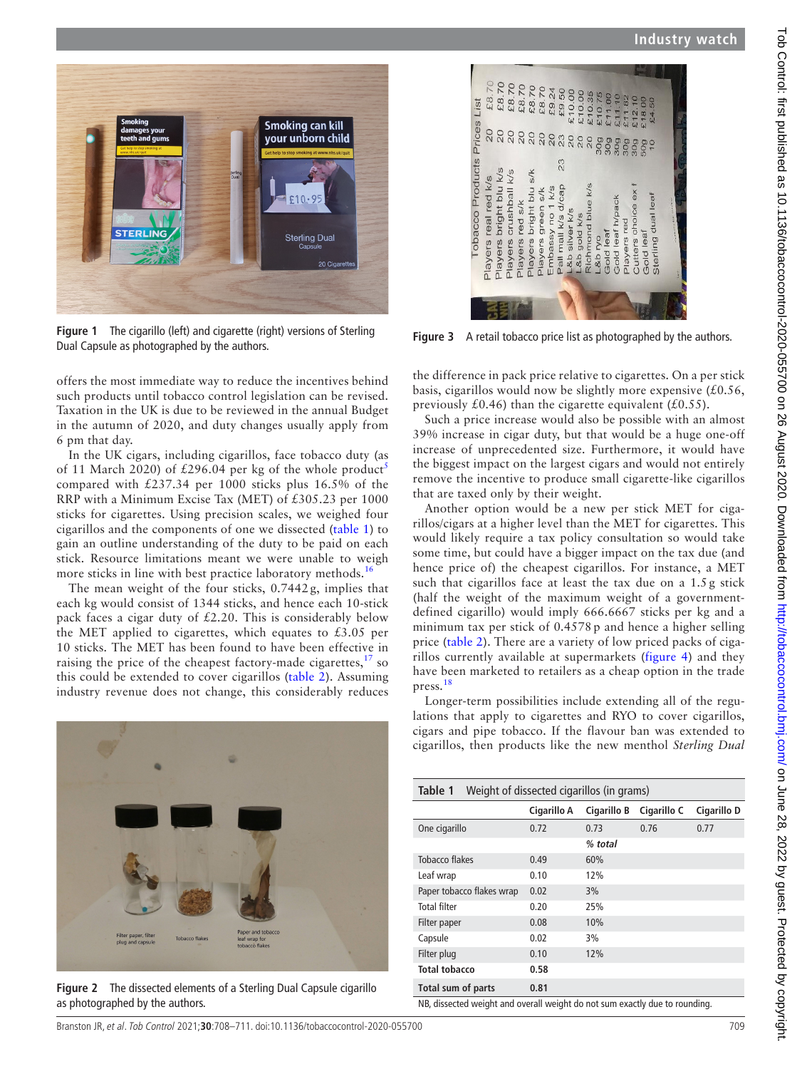Figure 1 The cigarillo (left) and cigarette (right) versions of Sterling Dual Capsule as photographed by the authors.

offers the most immediate way to reduce the incentives behind such products until tobacco control legislation can be revised. Taxation in the UK is due to be reviewed in the annual Budget in the autumn of 2020, and duty changes usually apply from 6 pm that day.

In the UK cigars, including cigarillos, face tobacco duty (as of 11 March 2020) of £296.04 per kg of the whole product[5] compared with £237.34 per 1000 sticks plus 16.5% of the RRP with a Minimum Excise Tax (MET) of £305.23 per 1000 sticks for cigarettes. Using precision scales, we weighed four cigarillos and the components of one we dissected (table 1) to gain an outline understanding of the duty to be paid on each stick. Resource limitations meant we were unable to weigh more sticks in line with best practice laboratory methods.[16]

The mean weight of the four sticks, 0.7442 g, implies that each kg would consist of 1344 sticks, and hence each 10-stick pack faces a cigar duty of £2.20. This is considerably below the MET applied to cigarettes, which equates to £3.05 per 10 sticks. The MET has been found to have been effective in raising the price of the cheapest factory-made cigarettes,[17] so this could be extended to cover cigarillos (table 2). Assuming industry revenue does not change, this considerably reduces

Figure 2 The dissected elements of a Sterling Dual Capsule cigarillo as photographed by the authors.

Figure 3 A retail tobacco price list as photographed by the authors.

the difference in pack price relative to cigarettes. On a per stick basis, cigarillos would now be slightly more expensive (£0.56, previously £0.46) than the cigarette equivalent (£0.55).

Such a price increase would also be possible with an almost 39% increase in cigar duty, but that would be a huge one-off increase of unprecedented size. Furthermore, it would have the biggest impact on the largest cigars and would not entirely remove the incentive to produce small cigarette-like cigarillos that are taxed only by their weight.

Another option would be a new per stick MET for cigarillos/cigars at a higher level than the MET for cigarettes. This would likely require a tax policy consultation so would take some time, but could have a bigger impact on the tax due (and hence price of) the cheapest cigarillos. For instance, a MET such that cigarillos face at least the tax due on a 1.5 g stick (half the weight of the maximum weight of a government-defined cigarillo) would imply 666.6667 sticks per kg and a minimum tax per stick of 0.4578 p and hence a higher selling price (table 2). There are a variety of low priced packs of cigarillos currently available at supermarkets (figure 4) and they have been marketed to retailers as a cheap option in the trade press.[18]

Longer-term possibilities include extending all of the regulations that apply to cigarettes and RYO to cover cigarillos, cigars and pipe tobacco. If the flavour ban was extended to cigarillos, then products like the new menthol *Sterling Dual*

**Table 1** Weight of dissected cigarillos (in grams)

| | Cigarillo A | Cigarillo B | Cigarillo C | Cigarillo D |
|---|---|---|---|---|
| One cigarillo | 0.72 | 0.73 | 0.76 | 0.77 |
| | | *% total* | | |
| Tobacco flakes | 0.49 | 60% | | |
| Leaf wrap | 0.10 | 12% | | |
| Paper tobacco flakes wrap | 0.02 | 3% | | |
| Total filter | 0.20 | 25% | | |
| Filter paper | 0.08 | 10% | | |
| Capsule | 0.02 | 3% | | |
| Filter plug | 0.10 | 12% | | |
| **Total tobacco** | **0.58** | | | |
| **Total sum of parts** | **0.81** | | | |

NB, dissected weight and overall weight do not sum exactly due to rounding.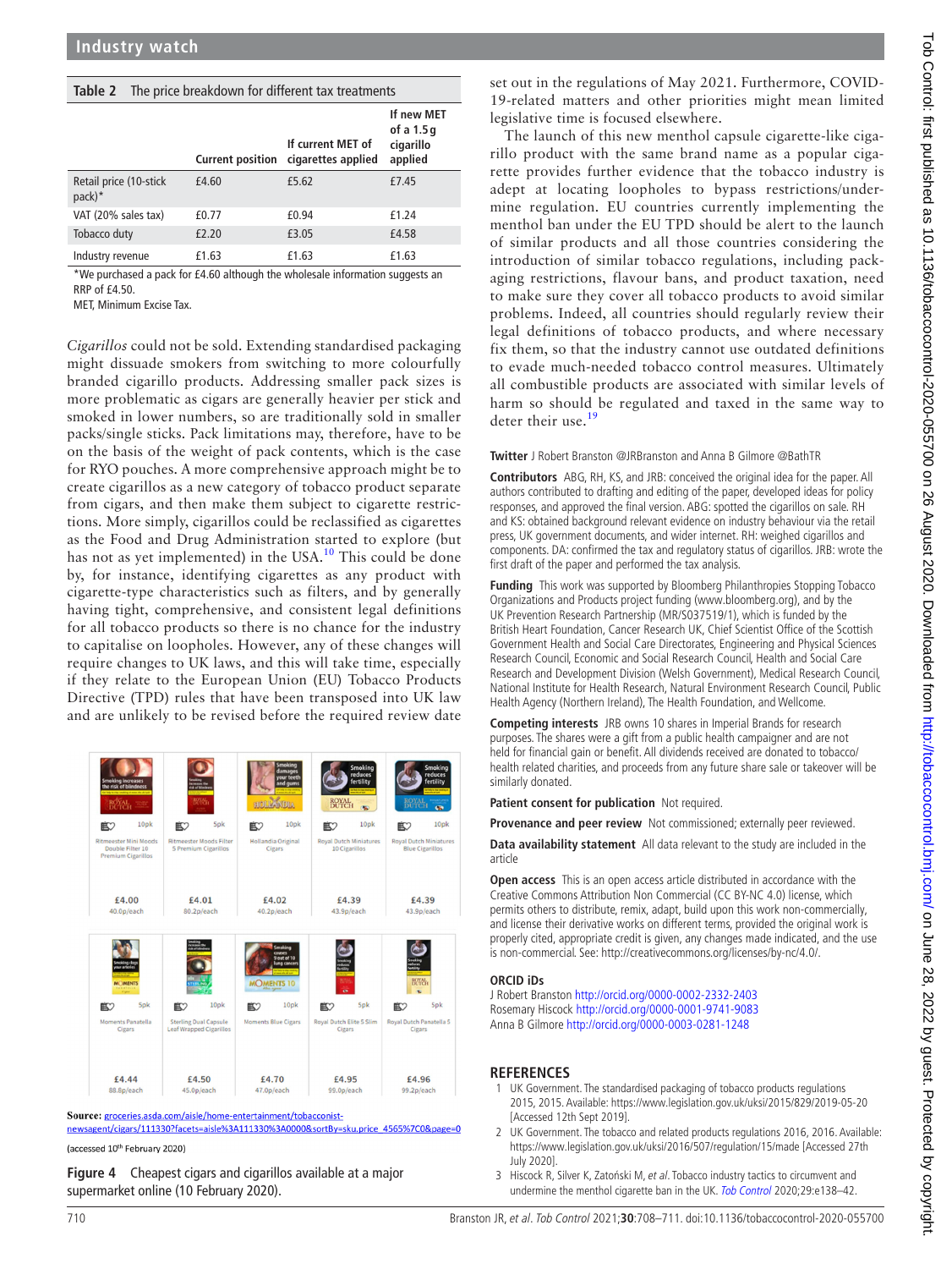**Table 2** The price breakdown for different tax treatments

| | Current position | If current MET of cigarettes applied | If new MET of a 1.5g cigarillo applied |
|---|---|---|---|
| Retail price (10-stick pack)* | £4.60 | £5.62 | £7.45 |
| VAT (20% sales tax) | £0.77 | £0.94 | £1.24 |
| Tobacco duty | £2.20 | £3.05 | £4.58 |
| Industry revenue | £1.63 | £1.63 | £1.63 |

*We purchased a pack for £4.60 although the wholesale information suggests an RRP of £4.50.
MET, Minimum Excise Tax.

*Cigarillos* could not be sold. Extending standardised packaging might dissuade smokers from switching to more colourfully branded cigarillo products. Addressing smaller pack sizes is more problematic as cigars are generally heavier per stick and smoked in lower numbers, so are traditionally sold in smaller packs/single sticks. Pack limitations may, therefore, have to be on the basis of the weight of pack contents, which is the case for RYO pouches. A more comprehensive approach might be to create cigarillos as a new category of tobacco product separate from cigars, and then make them subject to cigarette restrictions. More simply, cigarillos could be reclassified as cigarettes as the Food and Drug Administration started to explore (but has not as yet implemented) in the USA.[10] This could be done by, for instance, identifying cigarettes as any product with cigarette-type characteristics such as filters, and by generally having tight, comprehensive, and consistent legal definitions for all tobacco products so there is no chance for the industry to capitalise on loopholes. However, any of these changes will require changes to UK laws, and this will take time, especially if they relate to the European Union (EU) Tobacco Products Directive (TPD) rules that have been transposed into UK law and are unlikely to be revised before the required review date

| Product | Pack | Price | Per stick |
|---|---|---|---|
| Ritmeester Mini Moods Double Filter 10 Premium Cigarillos | 10pk | £4.00 | 40.0p/each |
| Ritmeester Moods Filter 5 Premium Cigarillos | 5pk | £4.01 | 80.2p/each |
| Hollandia Original Cigars | 10pk | £4.02 | 40.2p/each |
| Royal Dutch Miniatures 10 Cigarillos | 10pk | £4.39 | 43.9p/each |
| Royal Dutch Miniatures Blue Cigarillos | 10pk | £4.39 | 43.9p/each |
| Moments Panatella Cigars | 5pk | £4.44 | 88.8p/each |
| Sterling Dual Capsule Leaf Wrapped Cigarillos | 10pk | £4.50 | 45.0p/each |
| Moments Blue Cigars | 10pk | £4.70 | 47.0p/each |
| Royal Dutch Elite 5 Slim Cigars | 5pk | £4.95 | 99.0p/each |
| Royal Dutch Panatella 5 Cigars | 5pk | £4.96 | 99.2p/each |

Source: groceries.asda.com/aisle/home-entertainment/tobacconist-newsagent/cigars/111330?facets=aisle%3A111330%3A0000&sortBy=sku.price_4565%7C0&page=0 (accessed 10th February 2020)

**Figure 4** Cheapest cigars and cigarillos available at a major supermarket online (10 February 2020).

set out in the regulations of May 2021. Furthermore, COVID-19-related matters and other priorities might mean limited legislative time is focused elsewhere.

The launch of this new menthol capsule cigarette-like cigarillo product with the same brand name as a popular cigarette provides further evidence that the tobacco industry is adept at locating loopholes to bypass restrictions/undermine regulation. EU countries currently implementing the menthol ban under the EU TPD should be alert to the launch of similar products and all those countries considering the introduction of similar tobacco regulations, including packaging restrictions, flavour bans, and product taxation, need to make sure they cover all tobacco products to avoid similar problems. Indeed, all countries should regularly review their legal definitions of tobacco products, and where necessary fix them, so that the industry cannot use outdated definitions to evade much-needed tobacco control measures. Ultimately all combustible products are associated with similar levels of harm so should be regulated and taxed in the same way to deter their use.[19]

**Twitter** J Robert Branston @JRBranston and Anna B Gilmore @BathTR

**Contributors** ABG, RH, KS, and JRB: conceived the original idea for the paper. All authors contributed to drafting and editing of the paper, developed ideas for policy responses, and approved the final version. ABG: spotted the cigarillos on sale. RH and KS: obtained background relevant evidence on industry behaviour via the retail press, UK government documents, and wider internet. RH: weighed cigarillos and components. DA: confirmed the tax and regulatory status of cigarillos. JRB: wrote the first draft of the paper and performed the tax analysis.

**Funding** This work was supported by Bloomberg Philanthropies Stopping Tobacco Organizations and Products project funding (www.bloomberg.org), and by the UK Prevention Research Partnership (MR/S037519/1), which is funded by the British Heart Foundation, Cancer Research UK, Chief Scientist Office of the Scottish Government Health and Social Care Directorates, Engineering and Physical Sciences Research Council, Economic and Social Research Council, Health and Social Care Research and Development Division (Welsh Government), Medical Research Council, National Institute for Health Research, Natural Environment Research Council, Public Health Agency (Northern Ireland), The Health Foundation, and Wellcome.

**Competing interests** JRB owns 10 shares in Imperial Brands for research purposes. The shares were a gift from a public health campaigner and are not held for financial gain or benefit. All dividends received are donated to tobacco/health related charities, and proceeds from any future share sale or takeover will be similarly donated.

**Patient consent for publication** Not required.

**Provenance and peer review** Not commissioned; externally peer reviewed.

**Data availability statement** All data relevant to the study are included in the article

**Open access** This is an open access article distributed in accordance with the Creative Commons Attribution Non Commercial (CC BY-NC 4.0) license, which permits others to distribute, remix, adapt, build upon this work non-commercially, and license their derivative works on different terms, provided the original work is properly cited, appropriate credit is given, any changes made indicated, and the use is non-commercial. See: http://creativecommons.org/licenses/by-nc/4.0/.

### ORCID iDs

J Robert Branston http://orcid.org/0000-0002-2332-2403
Rosemary Hiscock http://orcid.org/0000-0001-9741-9083
Anna B Gilmore http://orcid.org/0000-0003-0281-1248

## REFERENCES

1. UK Government. The standardised packaging of tobacco products regulations 2015, 2015. Available: https://www.legislation.gov.uk/uksi/2015/829/2019-05-20 [Accessed 12th Sept 2019].
2. UK Government. The tobacco and related products regulations 2016, 2016. Available: https://www.legislation.gov.uk/uksi/2016/507/regulation/15/made [Accessed 27th July 2020].
3. Hiscock R, Silver K, Zatoński M, *et al*. Tobacco industry tactics to circumvent and undermine the menthol cigarette ban in the UK. *Tob Control* 2020;29:e138–42.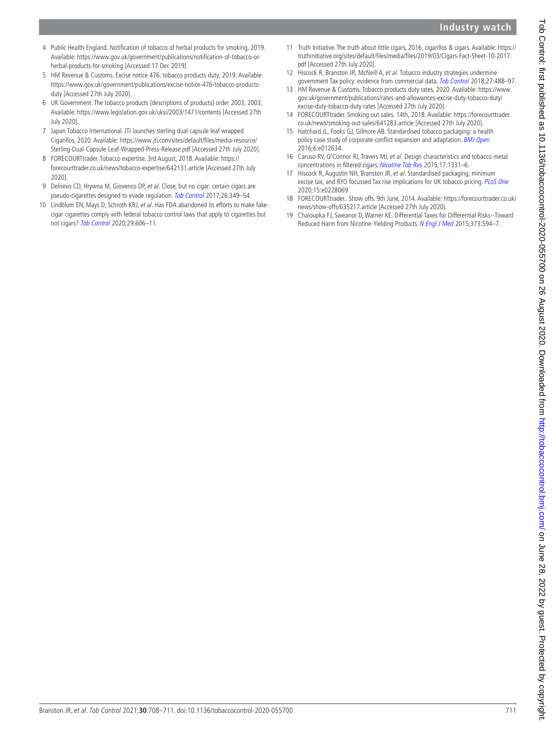4 Public Health England. Notification of tobacco of herbal products for smoking, 2019. Available: https://www.gov.uk/government/publications/notification-of-tobacco-or-herbal-products-for-smoking [Accessed 17 Dec 2019].

5 HM Revenue & Customs. Excise notice 476: tobacco products duty, 2019. Available: https://www.gov.uk/government/publications/excise-notice-476-tobacco-products-duty [Accessed 27th July 2020].

6 UK Government. The tobacco products (descriptions of products) order 2003, 2003. Available: https://www.legislation.gov.uk/uksi/2003/1471/contents [Accessed 27th July 2020].

7 Japan Tobacco International. JTI launches sterling dual capsule leaf wrapped Cigarillos, 2020. Available: https://www.jti.com/sites/default/files/media-resource/Sterling-Dual-Capsule-Leaf-Wrapped-Press-Release.pdf [Accessed 27th July 2020].

8 FORECOURTtrader. Tobacco expertise. 3rd August, 2018. Available: https://forecourttrader.co.uk/news/tobacco-expertise/642131.article [Accessed 27th July 2020].

9 Delnevo CD, Hrywna M, Giovenco DP, *et al*. Close, but no cigar: certain cigars are pseudo-cigarettes designed to evade regulation. *Tob Control* 2017;26:349–54.

10 Lindblom EN, Mays D, Schroth KRJ, *et al*. Has FDA abandoned its efforts to make fake-cigar cigarettes comply with federal tobacco control laws that apply to cigarettes but not cigars? *Tob Control* 2020;29:606–11.

11 Truth Initiative. The truth about little cigars, 2016. cigarillos & cigars. Available: https://truthinitiative.org/sites/default/files/media/files/2019/03/Cigars-Fact-Sheet-10-2017.pdf [Accessed 27th July 2020].

12 Hiscock R, Branston JR, McNeill A, *et al*. Tobacco industry strategies undermine government Tax policy: evidence from commercial data. *Tob Control* 2018;27:488–97.

13 HM Revenue & Customs. Tobacco products duty rates, 2020. Available: https://www.gov.uk/government/publications/rates-and-allowances-excise-duty-tobacco-duty/excise-duty-tobacco-duty-rates [Accessed 27th July 2020].

14 FORECOURTtrader. Smoking out sales. 14th, 2018. Available: https://forecourttrader.co.uk/news/smoking-out-sales/641283.article [Accessed 27th July 2020].

15 Hatchard JL, Fooks GJ, Gilmore AB. Standardised tobacco packaging: a health policy case study of corporate conflict expansion and adaptation. *BMJ Open* 2016;6:e012634.

16 Caruso RV, O'Connor RJ, Travers MJ, *et al*. Design characteristics and tobacco metal concentrations in filtered cigars. *Nicotine Tob Res* 2015;17:1331–6.

17 Hiscock R, Augustin NH, Branston JR, *et al*. Standardised packaging, minimum excise tax, and RYO focussed Tax rise implications for UK tobacco pricing. *PLoS One* 2020;15:e0228069.

18 FORECOURTtrader.. Show offs. 9th June, 2014. Available: https://forecourttrader.co.uk/news/show-offs/635217.article [Accessed 27th July 2020].

19 Chaloupka FJ, Sweanor D, Warner KE. Differential Taxes for Differential Risks--Toward Reduced Harm from Nicotine-Yielding Products. *N Engl J Med* 2015;373:594–7.